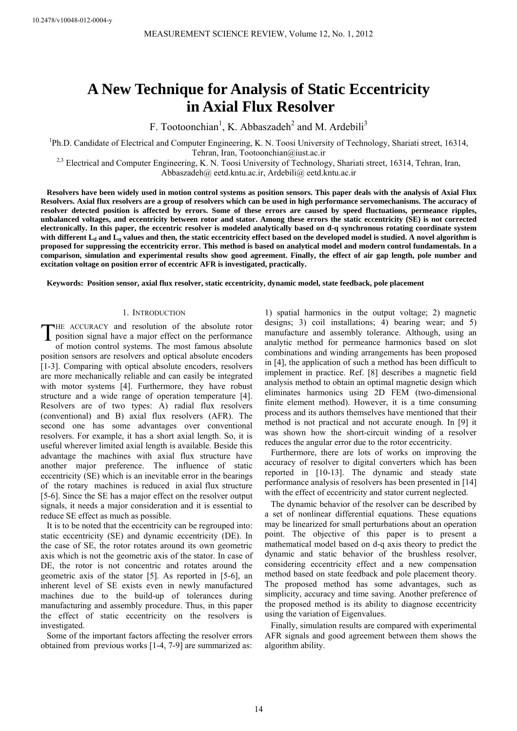10.2478/v10048-012-0004-y

# A New Technique for Analysis of Static Eccentricity in Axial Flux Resolver

F. Tootoonchian[1], K. Abbaszadeh[2] and M. Ardebili[3]

[1]Ph.D. Candidate of Electrical and Computer Engineering, K. N. Toosi University of Technology, Shariati street, 16314, Tehran, Iran, Tootoonchian@iust.ac.ir

[2,3] Electrical and Computer Engineering, K. N. Toosi University of Technology, Shariati street, 16314, Tehran, Iran, Abbaszadeh@ eetd.kntu.ac.ir, Ardebili@ eetd.kntu.ac.ir

**Resolvers have been widely used in motion control systems as position sensors. This paper deals with the analysis of Axial Flux Resolvers. Axial flux resolvers are a group of resolvers which can be used in high performance servomechanisms. The accuracy of resolver detected position is affected by errors. Some of these errors are caused by speed fluctuations, permeance ripples, unbalanced voltages, and eccentricity between rotor and stator. Among these errors the static eccentricity (SE) is not corrected electronically. In this paper, the eccentric resolver is modeled analytically based on d-q synchronous rotating coordinate system with different $L_d$ and $L_q$ values and then, the static eccentricity effect based on the developed model is studied. A novel algorithm is proposed for suppressing the eccentricity error. This method is based on analytical model and modern control fundamentals. In a comparison, simulation and experimental results show good agreement. Finally, the effect of air gap length, pole number and excitation voltage on position error of eccentric AFR is investigated, practically.**

**Keywords: Position sensor, axial flux resolver, static eccentricity, dynamic model, state feedback, pole placement**

## 1. Introduction

The accuracy and resolution of the absolute rotor position signal have a major effect on the performance of motion control systems. The most famous absolute position sensors are resolvers and optical absolute encoders [1-3]. Comparing with optical absolute encoders, resolvers are more mechanically reliable and can easily be integrated with motor systems [4]. Furthermore, they have robust structure and a wide range of operation temperature [4]. Resolvers are of two types: A) radial flux resolvers (conventional) and B) axial flux resolvers (AFR). The second one has some advantages over conventional resolvers. For example, it has a short axial length. So, it is useful wherever limited axial length is available. Beside this advantage the machines with axial flux structure have another major preference. The influence of static eccentricity (SE) which is an inevitable error in the bearings of the rotary machines is reduced in axial flux structure [5-6]. Since the SE has a major effect on the resolver output signals, it needs a major consideration and it is essential to reduce SE effect as much as possible.

It is to be noted that the eccentricity can be regrouped into: static eccentricity (SE) and dynamic eccentricity (DE). In the case of SE, the rotor rotates around its own geometric axis which is not the geometric axis of the stator. In case of DE, the rotor is not concentric and rotates around the geometric axis of the stator [5]. As reported in [5-6], an inherent level of SE exists even in newly manufactured machines due to the build-up of tolerances during manufacturing and assembly procedure. Thus, in this paper the effect of static eccentricity on the resolvers is investigated.

Some of the important factors affecting the resolver errors obtained from previous works [1-4, 7-9] are summarized as: 1) spatial harmonics in the output voltage; 2) magnetic designs; 3) coil installations; 4) bearing wear; and 5) manufacture and assembly tolerance. Although, using an analytic method for permeance harmonics based on slot combinations and winding arrangements has been proposed in [4], the application of such a method has been difficult to implement in practice. Ref. [8] describes a magnetic field analysis method to obtain an optimal magnetic design which eliminates harmonics using 2D FEM (two-dimensional finite element method). However, it is a time consuming process and its authors themselves have mentioned that their method is not practical and not accurate enough. In [9] it was shown how the short-circuit winding of a resolver reduces the angular error due to the rotor eccentricity.

Furthermore, there are lots of works on improving the accuracy of resolver to digital converters which has been reported in [10-13]. The dynamic and steady state performance analysis of resolvers has been presented in [14] with the effect of eccentricity and stator current neglected.

The dynamic behavior of the resolver can be described by a set of nonlinear differential equations. These equations may be linearized for small perturbations about an operation point. The objective of this paper is to present a mathematical model based on d-q axis theory to predict the dynamic and static behavior of the brushless resolver, considering eccentricity effect and a new compensation method based on state feedback and pole placement theory. The proposed method has some advantages, such as simplicity, accuracy and time saving. Another preference of the proposed method is its ability to diagnose eccentricity using the variation of Eigenvalues.

Finally, simulation results are compared with experimental AFR signals and good agreement between them shows the algorithm ability.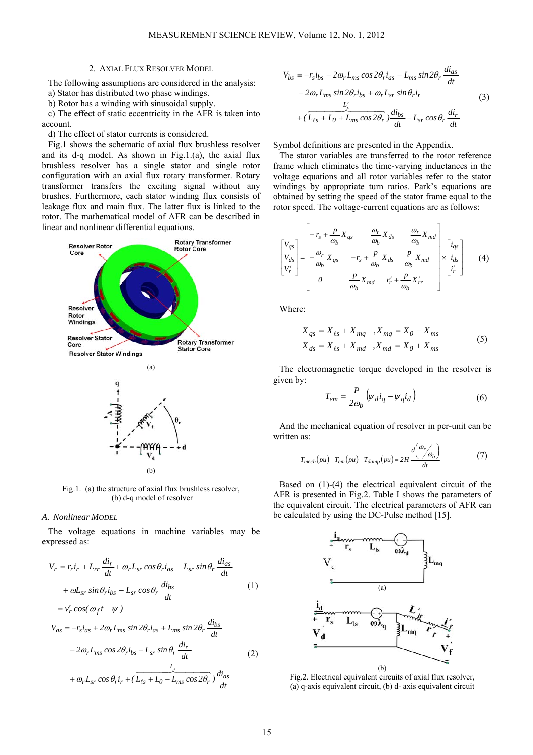## 2. AXIAL FLUX RESOLVER MODEL

The following assumptions are considered in the analysis:

a) Stator has distributed two phase windings.

b) Rotor has a winding with sinusoidal supply.

c) The effect of static eccentricity in the AFR is taken into account.

d) The effect of stator currents is considered.

Fig.1 shows the schematic of axial flux brushless resolver and its d-q model. As shown in Fig.1.(a), the axial flux brushless resolver has a single stator and single rotor configuration with an axial flux rotary transformer. Rotary transformer transfers the exciting signal without any brushes. Furthermore, each stator winding flux consists of leakage flux and main flux. The latter flux is linked to the rotor. The mathematical model of AFR can be described in linear and nonlinear differential equations.

Fig.1. (a) the structure of axial flux brushless resolver, (b) d-q model of resolver

### A. Nonlinear MODEL

The voltage equations in machine variables may be expressed as:

$$V_r = r_r i_r + L_{rr}\frac{di_r}{dt} + \omega_r L_{sr}\cos\theta_r i_{as} + L_{sr}\sin\theta_r \frac{di_{as}}{dt} + \omega L_{sr}\sin\theta_r i_{bs} - L_{sr}\cos\theta_r \frac{di_{bs}}{dt} = v_r'\cos(\omega_f t + \psi) \tag{1}$$

$$V_{as} = -r_s i_{as} + 2\omega_r L_{ms}\sin 2\theta_r i_{as} + L_{ms}\sin 2\theta_r \frac{di_{bs}}{dt} - 2\omega_r L_{ms}\cos 2\theta_r i_{bs} - L_{sr}\sin\theta_r \frac{di_r}{dt} + \omega_r L_{sr}\cos\theta_r i_r + (\overbrace{L_{\ell s} + L_0 - L_{ms}\cos 2\theta_r}^{L_s})\frac{di_{as}}{dt} \tag{2}$$

$$V_{bs} = -r_s i_{bs} - 2\omega_r L_{ms}\cos 2\theta_r i_{as} - L_{ms}\sin 2\theta_r \frac{di_{as}}{dt} - 2\omega_r L_{ms}\sin 2\theta_r i_{bs} + \omega_r L_{sr}\sin\theta_r i_r + (\overbrace{L_{\ell s} + L_0 + L_{ms}\cos 2\theta_r}^{L_s'})\frac{di_{bs}}{dt} - L_{sr}\cos\theta_r \frac{di_r}{dt} \tag{3}$$

Symbol definitions are presented in the Appendix.

The stator variables are transferred to the rotor reference frame which eliminates the time-varying inductances in the voltage equations and all rotor variables refer to the stator windings by appropriate turn ratios. Park's equations are obtained by setting the speed of the stator frame equal to the rotor speed. The voltage-current equations are as follows:

$$\begin{bmatrix} V_{qs} \\ V_{ds} \\ V_r' \end{bmatrix} = \begin{bmatrix} -r_s + \frac{p}{\omega_b}X_{qs} & \frac{\omega_r}{\omega_b}X_{ds} & \frac{\omega_r}{\omega_b}X_{md} \\ -\frac{\omega_r}{\omega_b}X_{qs} & -r_s + \frac{p}{\omega_b}X_{ds} & \frac{p}{\omega_b}X_{md} \\ 0 & \frac{p}{\omega_b}X_{md} & r_r' + \frac{p}{\omega_b}X_{rr}' \end{bmatrix} \times \begin{bmatrix} i_{qs} \\ i_{ds} \\ i_r' \end{bmatrix} \tag{4}$$

Where:

$$X_{qs} = X_{\ell s} + X_{mq} \quad , X_{mq} = X_0 - X_{ms}$$
$$X_{ds} = X_{\ell s} + X_{md} \quad , X_{md} = X_0 + X_{ms} \tag{5}$$

The electromagnetic torque developed in the resolver is given by:

$$T_{em} = \frac{P}{2\omega_b}\left(\psi_d i_q - \psi_q i_d\right) \tag{6}$$

And the mechanical equation of resolver in per-unit can be written as:

$$T_{mech}(pu) - T_{em}(pu) - T_{damp}(pu) = 2H\frac{d\left(\omega_r/\omega_b\right)}{dt} \tag{7}$$

Based on (1)-(4) the electrical equivalent circuit of the AFR is presented in Fig.2. Table I shows the parameters of the equivalent circuit. The electrical parameters of AFR can be calculated by using the DC-Pulse method [15].

Fig.2. Electrical equivalent circuits of axial flux resolver, (a) q-axis equivalent circuit, (b) d- axis equivalent circuit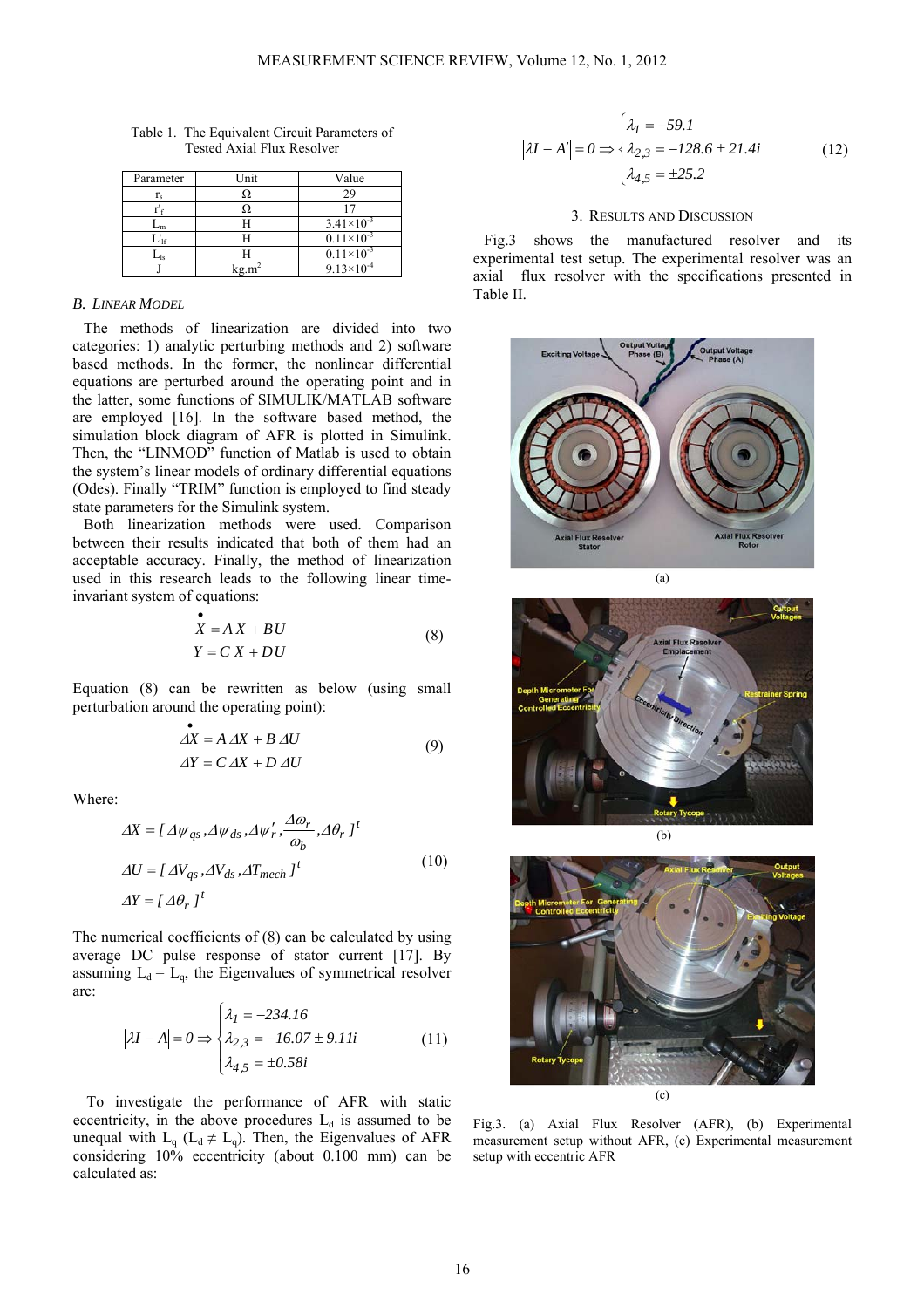Table 1. The Equivalent Circuit Parameters of Tested Axial Flux Resolver

| Parameter | Unit | Value |
|---|---|---|
| $r_s$ | Ω | 29 |
| $r'_f$ | Ω | 17 |
| $L_m$ | H | $3.41\times10^{-3}$ |
| $L'_{lf}$ | H | $0.11\times10^{-3}$ |
| $L_{ls}$ | H | $0.11\times10^{-3}$ |
| J | $kg.m^2$ | $9.13\times10^{-4}$ |

### B. LINEAR MODEL

The methods of linearization are divided into two categories: 1) analytic perturbing methods and 2) software based methods. In the former, the nonlinear differential equations are perturbed around the operating point and in the latter, some functions of SIMULIK/MATLAB software are employed [16]. In the software based method, the simulation block diagram of AFR is plotted in Simulink. Then, the "LINMOD" function of Matlab is used to obtain the system's linear models of ordinary differential equations (Odes). Finally "TRIM" function is employed to find steady state parameters for the Simulink system.

Both linearization methods were used. Comparison between their results indicated that both of them had an acceptable accuracy. Finally, the method of linearization used in this research leads to the following linear time-invariant system of equations:

$$\begin{aligned} \dot{X} &= A\,X + BU \\ Y &= C\,X + DU \end{aligned} \tag{8}$$

Equation (8) can be rewritten as below (using small perturbation around the operating point):

$$\begin{aligned} \Delta\dot{X} &= A\,\Delta X + B\,\Delta U \\ \Delta Y &= C\,\Delta X + D\,\Delta U \end{aligned} \tag{9}$$

Where:

$$\begin{aligned} \Delta X &= [\,\Delta\psi_{qs}, \Delta\psi_{ds}, \Delta\psi'_r, \frac{\Delta\omega_r}{\omega_b}, \Delta\theta_r\,]^t \\ \Delta U &= [\,\Delta V_{qs}, \Delta V_{ds}, \Delta T_{mech}\,]^t \\ \Delta Y &= [\,\Delta\theta_r\,]^t \end{aligned} \tag{10}$$

The numerical coefficients of (8) can be calculated by using average DC pulse response of stator current [17]. By assuming $L_d = L_q$, the Eigenvalues of symmetrical resolver are:

$$|\lambda I - A| = 0 \Rightarrow \begin{cases} \lambda_1 = -234.16 \\ \lambda_{2,3} = -16.07 \pm 9.11i \\ \lambda_{4,5} = \pm 0.58i \end{cases} \tag{11}$$

To investigate the performance of AFR with static eccentricity, in the above procedures $L_d$ is assumed to be unequal with $L_q$ ($L_d \neq L_q$). Then, the Eigenvalues of AFR considering 10% eccentricity (about 0.100 mm) can be calculated as:

$$|\lambda I - A'| = 0 \Rightarrow \begin{cases} \lambda_1 = -59.1 \\ \lambda_{2,3} = -128.6 \pm 21.4i \\ \lambda_{4,5} = \pm 25.2 \end{cases} \tag{12}$$

## 3. RESULTS AND DISCUSSION

Fig.3 shows the manufactured resolver and its experimental test setup. The experimental resolver was an axial flux resolver with the specifications presented in Table II.

Fig.3. (a) Axial Flux Resolver (AFR), (b) Experimental measurement setup without AFR, (c) Experimental measurement setup with eccentric AFR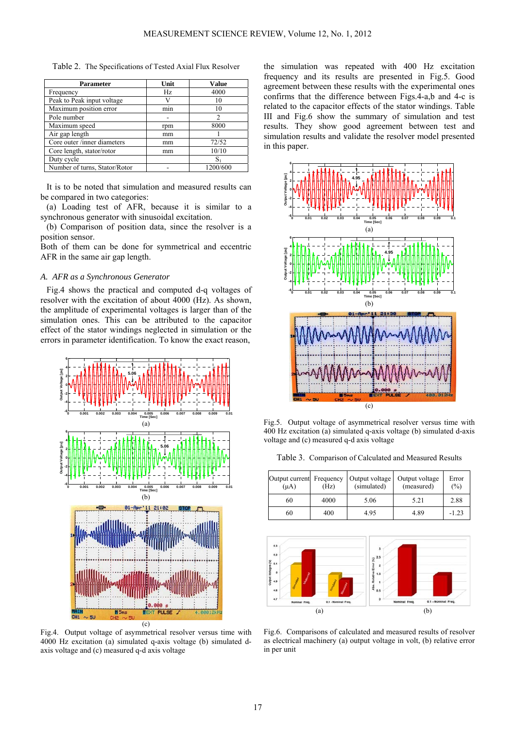Table 2. The Specifications of Tested Axial Flux Resolver

| Parameter | Unit | Value |
|---|---|---|
| Frequency | Hz | 4000 |
| Peak to Peak input voltage | V | 10 |
| Maximum position error | min | 10 |
| Pole number | - | 2 |
| Maximum speed | rpm | 8000 |
| Air gap length | mm | 1 |
| Core outer /inner diameters | mm | 72/52 |
| Core length, stator/rotor | mm | 10/10 |
| Duty cycle | | $S_1$ |
| Number of turns, Stator/Rotor | - | 1200/600 |

It is to be noted that simulation and measured results can be compared in two categories:

(a) Loading test of AFR, because it is similar to a synchronous generator with sinusoidal excitation.

(b) Comparison of position data, since the resolver is a position sensor.

Both of them can be done for symmetrical and eccentric AFR in the same air gap length.

### *A. AFR as a Synchronous Generator*

Fig.4 shows the practical and computed d-q voltages of resolver with the excitation of about 4000 (Hz). As shown, the amplitude of experimental voltages is larger than of the simulation ones. This can be attributed to the capacitor effect of the stator windings neglected in simulation or the errors in parameter identification. To know the exact reason, the simulation was repeated with 400 Hz excitation frequency and its results are presented in Fig.5. Good agreement between these results with the experimental ones confirms that the difference between Figs.4-a,b and 4-c is related to the capacitor effects of the stator windings. Table III and Fig.6 show the summary of simulation and test results. They show good agreement between test and simulation results and validate the resolver model presented in this paper.

Fig.4. Output voltage of asymmetrical resolver versus time with 4000 Hz excitation (a) simulated q-axis voltage (b) simulated d-axis voltage and (c) measured q-d axis voltage

Fig.5. Output voltage of asymmetrical resolver versus time with 400 Hz excitation (a) simulated q-axis voltage (b) simulated d-axis voltage and (c) measured q-d axis voltage

Table 3. Comparison of Calculated and Measured Results

| Output current (μA) | Frequency (Hz) | Output voltage (simulated) | Output voltage (measured) | Error (%) |
|---|---|---|---|---|
| 60 | 4000 | 5.06 | 5.21 | 2.88 |
| 60 | 400 | 4.95 | 4.89 | -1.23 |

Fig.6. Comparisons of calculated and measured results of resolver as electrical machinery (a) output voltage in volt, (b) relative error in per unit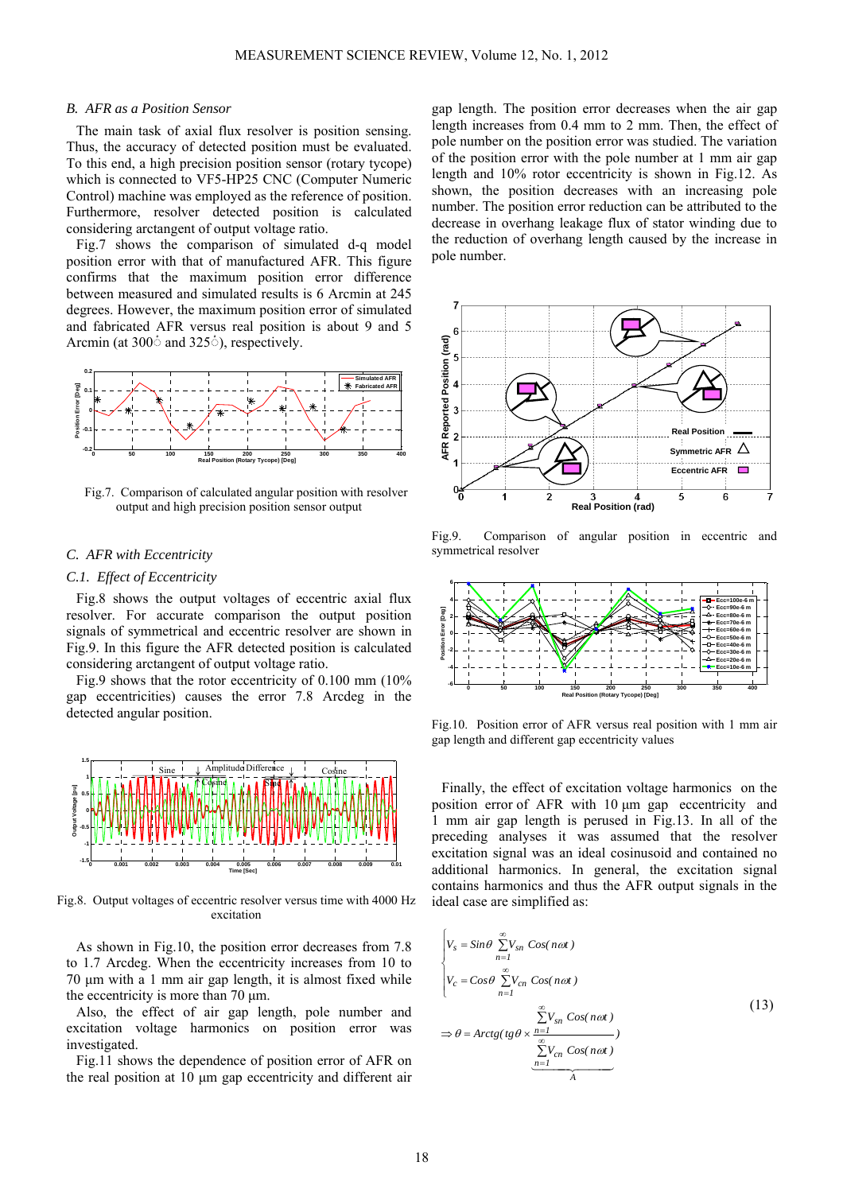### B. AFR as a Position Sensor

The main task of axial flux resolver is position sensing. Thus, the accuracy of detected position must be evaluated. To this end, a high precision position sensor (rotary tycope) which is connected to VF5-HP25 CNC (Computer Numeric Control) machine was employed as the reference of position. Furthermore, resolver detected position is calculated considering arctangent of output voltage ratio.

Fig.7 shows the comparison of simulated d-q model position error with that of manufactured AFR. This figure confirms that the maximum position error difference between measured and simulated results is 6 Arcmin at 245 degrees. However, the maximum position error of simulated and fabricated AFR versus real position is about 9 and 5 Arcmin (at 300° and 325°), respectively.

Fig.7. Comparison of calculated angular position with resolver output and high precision position sensor output

### C. AFR with Eccentricity

#### C.1. Effect of Eccentricity

Fig.8 shows the output voltages of eccentric axial flux resolver. For accurate comparison the output position signals of symmetrical and eccentric resolver are shown in Fig.9. In this figure the AFR detected position is calculated considering arctangent of output voltage ratio.

Fig.9 shows that the rotor eccentricity of 0.100 mm (10% gap eccentricities) causes the error 7.8 Arcdeg in the detected angular position.

Fig.8. Output voltages of eccentric resolver versus time with 4000 Hz excitation

As shown in Fig.10, the position error decreases from 7.8 to 1.7 Arcdeg. When the eccentricity increases from 10 to 70 µm with a 1 mm air gap length, it is almost fixed while the eccentricity is more than 70 µm.

Also, the effect of air gap length, pole number and excitation voltage harmonics on position error was investigated.

Fig.11 shows the dependence of position error of AFR on the real position at 10 µm gap eccentricity and different air gap length. The position error decreases when the air gap length increases from 0.4 mm to 2 mm. Then, the effect of pole number on the position error was studied. The variation of the position error with the pole number at 1 mm air gap length and 10% rotor eccentricity is shown in Fig.12. As shown, the position decreases with an increasing pole number. The position error reduction can be attributed to the decrease in overhang leakage flux of stator winding due to the reduction of overhang length caused by the increase in pole number.

Fig.9. Comparison of angular position in eccentric and symmetrical resolver

Fig.10. Position error of AFR versus real position with 1 mm air gap length and different gap eccentricity values

Finally, the effect of excitation voltage harmonics on the position error of AFR with 10 µm gap eccentricity and 1 mm air gap length is perused in Fig.13. In all of the preceding analyses it was assumed that the resolver excitation signal was an ideal cosinusoid and contained no additional harmonics. In general, the excitation signal contains harmonics and thus the AFR output signals in the ideal case are simplified as:

$$\begin{cases} V_s = Sin\theta \sum_{n=1}^{\infty} V_{sn}\, Cos(n\omega t) \\ V_c = Cos\theta \sum_{n=1}^{\infty} V_{cn}\, Cos(n\omega t) \end{cases}$$
$$\Rightarrow \theta = Arctg(tg\theta \times \underbrace{\frac{\sum_{n=1}^{\infty} V_{sn}\, Cos(n\omega t)}{\sum_{n=1}^{\infty} V_{cn}\, Cos(n\omega t)}}_{A}) \tag{13}$$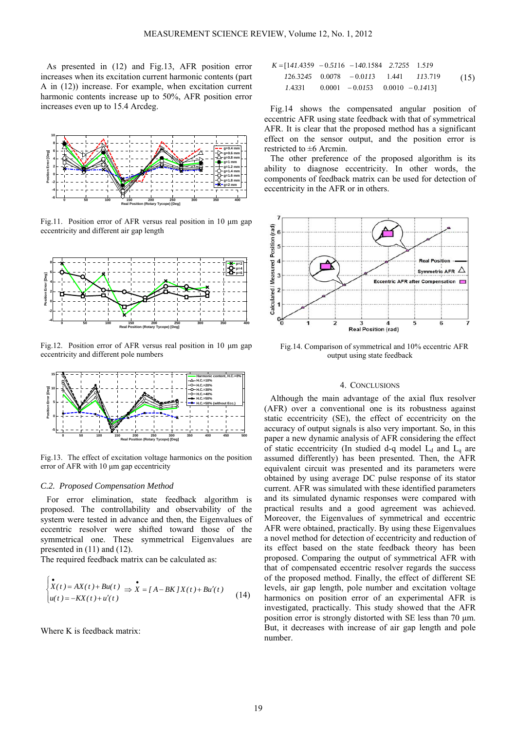As presented in (12) and Fig.13, AFR position error increases when its excitation current harmonic contents (part A in (12)) increase. For example, when excitation current harmonic contents increase up to 50%, AFR position error increases even up to 15.4 Arcdeg.

Fig.11. Position error of AFR versus real position in 10 μm gap eccentricity and different air gap length

Fig.12. Position error of AFR versus real position in 10 μm gap eccentricity and different pole numbers

Fig.13. The effect of excitation voltage harmonics on the position error of AFR with 10 μm gap eccentricity

### C.2. Proposed Compensation Method

For error elimination, state feedback algorithm is proposed. The controllability and observability of the system were tested in advance and then, the Eigenvalues of eccentric resolver were shifted toward those of the symmetrical one. These symmetrical Eigenvalues are presented in (11) and (12).

The required feedback matrix can be calculated as:

$$\begin{cases} \dot{X}(t) = AX(t) + Bu(t) \\ u(t) = -KX(t) + u'(t) \end{cases} \Rightarrow \dot{X} = [A - BK]X(t) + Bu'(t) \tag{14}$$

Where K is feedback matrix:

$$\begin{aligned} K = [&141.4359 \quad -0.5116 \quad -140.1584 \quad 2.7255 \quad 1.519 \\ &126.3245 \quad 0.0078 \quad -0.0113 \quad 1.441 \quad 113.719 \\ &1.4331 \quad 0.0001 \quad -0.0153 \quad 0.0010 \quad -0.1413] \end{aligned} \tag{15}$$

Fig.14 shows the compensated angular position of eccentric AFR using state feedback with that of symmetrical AFR. It is clear that the proposed method has a significant effect on the sensor output, and the position error is restricted to ±6 Arcmin.

The other preference of the proposed algorithm is its ability to diagnose eccentricity. In other words, the components of feedback matrix can be used for detection of eccentricity in the AFR or in others.

Fig.14. Comparison of symmetrical and 10% eccentric AFR output using state feedback

## 4. CONCLUSIONS

Although the main advantage of the axial flux resolver (AFR) over a conventional one is its robustness against static eccentricity (SE), the effect of eccentricity on the accuracy of output signals is also very important. So, in this paper a new dynamic analysis of AFR considering the effect of static eccentricity (In studied d-q model $L_d$ and $L_q$ are assumed differently) has been presented. Then, the AFR equivalent circuit was presented and its parameters were obtained by using average DC pulse response of its stator current. AFR was simulated with these identified parameters and its simulated dynamic responses were compared with practical results and a good agreement was achieved. Moreover, the Eigenvalues of symmetrical and eccentric AFR were obtained, practically. By using these Eigenvalues a novel method for detection of eccentricity and reduction of its effect based on the state feedback theory has been proposed. Comparing the output of symmetrical AFR with that of compensated eccentric resolver regards the success of the proposed method. Finally, the effect of different SE levels, air gap length, pole number and excitation voltage harmonics on position error of an experimental AFR is investigated, practically. This study showed that the AFR position error is strongly distorted with SE less than 70 μm. But, it decreases with increase of air gap length and pole number.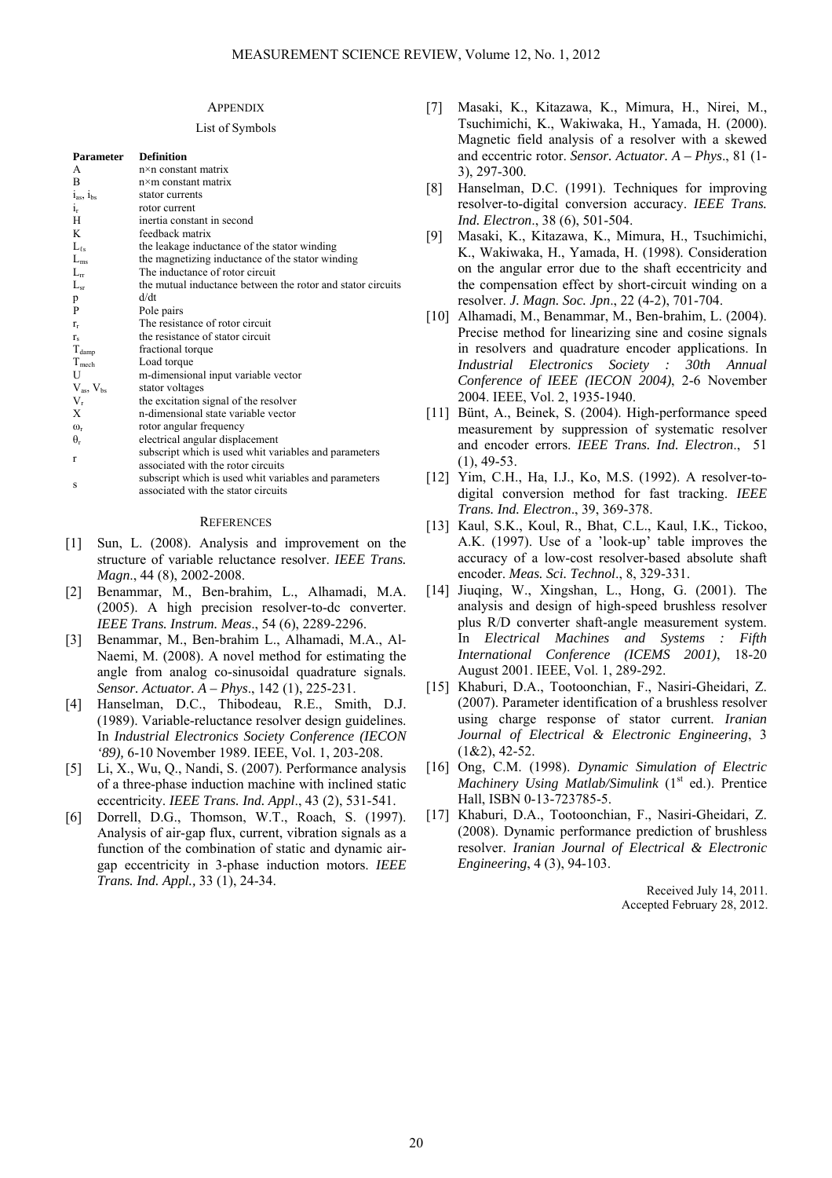## APPENDIX

### List of Symbols

| Parameter | Definition |
|---|---|
| A | n×n constant matrix |
| B | n×m constant matrix |
| $i_{as}$, $i_{bs}$ | stator currents |
| $i_r$ | rotor current |
| H | inertia constant in second |
| K | feedback matrix |
| $L_{\ell s}$ | the leakage inductance of the stator winding |
| $L_{ms}$ | the magnetizing inductance of the stator winding |
| $L_{rr}$ | The inductance of rotor circuit |
| $L_{sr}$ | the mutual inductance between the rotor and stator circuits |
| p | d/dt |
| P | Pole pairs |
| $r_r$ | The resistance of rotor circuit |
| $r_s$ | the resistance of stator circuit |
| $T_{damp}$ | fractional torque |
| $T_{mech}$ | Load torque |
| U | m-dimensional input variable vector |
| $V_{as}$, $V_{bs}$ | stator voltages |
| $V_r$ | the excitation signal of the resolver |
| X | n-dimensional state variable vector |
| $\omega_r$ | rotor angular frequency |
| $\theta_r$ | electrical angular displacement |
| r | subscript which is used whit variables and parameters associated with the rotor circuits |
| s | subscript which is used whit variables and parameters associated with the stator circuits |

## REFERENCES

[1] Sun, L. (2008). Analysis and improvement on the structure of variable reluctance resolver. *IEEE Trans. Magn*., 44 (8), 2002-2008.

[2] Benammar, M., Ben-brahim, L., Alhamadi, M.A. (2005). A high precision resolver-to-dc converter. *IEEE Trans. Instrum. Meas*., 54 (6), 2289-2296.

[3] Benammar, M., Ben-brahim L., Alhamadi, M.A., Al-Naemi, M. (2008). A novel method for estimating the angle from analog co-sinusoidal quadrature signals. *Sensor. Actuator. A – Phys*., 142 (1), 225-231.

[4] Hanselman, D.C., Thibodeau, R.E., Smith, D.J. (1989). Variable-reluctance resolver design guidelines. In *Industrial Electronics Society Conference (IECON '89),* 6-10 November 1989. IEEE, Vol. 1, 203-208.

[5] Li, X., Wu, Q., Nandi, S. (2007). Performance analysis of a three-phase induction machine with inclined static eccentricity. *IEEE Trans. Ind. Appl*., 43 (2), 531-541.

[6] Dorrell, D.G., Thomson, W.T., Roach, S. (1997). Analysis of air-gap flux, current, vibration signals as a function of the combination of static and dynamic air-gap eccentricity in 3-phase induction motors. *IEEE Trans. Ind. Appl.,* 33 (1), 24-34.

[7] Masaki, K., Kitazawa, K., Mimura, H., Nirei, M., Tsuchimichi, K., Wakiwaka, H., Yamada, H. (2000). Magnetic field analysis of a resolver with a skewed and eccentric rotor. *Sensor. Actuator. A – Phys*., 81 (1-3), 297-300.

[8] Hanselman, D.C. (1991). Techniques for improving resolver-to-digital conversion accuracy. *IEEE Trans. Ind. Electron*., 38 (6), 501-504.

[9] Masaki, K., Kitazawa, K., Mimura, H., Tsuchimichi, K., Wakiwaka, H., Yamada, H. (1998). Consideration on the angular error due to the shaft eccentricity and the compensation effect by short-circuit winding on a resolver. *J. Magn. Soc. Jpn*., 22 (4-2), 701-704.

[10] Alhamadi, M., Benammar, M., Ben-brahim, L. (2004). Precise method for linearizing sine and cosine signals in resolvers and quadrature encoder applications. In *Industrial Electronics Society : 30th Annual Conference of IEEE (IECON 2004)*, 2-6 November 2004. IEEE, Vol. 2, 1935-1940.

[11] Bünt, A., Beinek, S. (2004). High-performance speed measurement by suppression of systematic resolver and encoder errors. *IEEE Trans. Ind. Electron*., 51 (1), 49-53.

[12] Yim, C.H., Ha, I.J., Ko, M.S. (1992). A resolver-to-digital conversion method for fast tracking. *IEEE Trans. Ind. Electron*., 39, 369-378.

[13] Kaul, S.K., Koul, R., Bhat, C.L., Kaul, I.K., Tickoo, A.K. (1997). Use of a 'look-up' table improves the accuracy of a low-cost resolver-based absolute shaft encoder. *Meas. Sci. Technol*., 8, 329-331.

[14] Jiuqing, W., Xingshan, L., Hong, G. (2001). The analysis and design of high-speed brushless resolver plus R/D converter shaft-angle measurement system. In *Electrical Machines and Systems : Fifth International Conference (ICEMS 2001)*, 18-20 August 2001. IEEE, Vol. 1, 289-292.

[15] Khaburi, D.A., Tootoonchian, F., Nasiri-Gheidari, Z. (2007). Parameter identification of a brushless resolver using charge response of stator current. *Iranian Journal of Electrical & Electronic Engineering*, 3 (1&2), 42-52.

[16] Ong, C.M. (1998). *Dynamic Simulation of Electric Machinery Using Matlab/Simulink* (1st ed.). Prentice Hall, ISBN 0-13-723785-5.

[17] Khaburi, D.A., Tootoonchian, F., Nasiri-Gheidari, Z. (2008). Dynamic performance prediction of brushless resolver. *Iranian Journal of Electrical & Electronic Engineering*, 4 (3), 94-103.

Received July 14, 2011.
Accepted February 28, 2012.